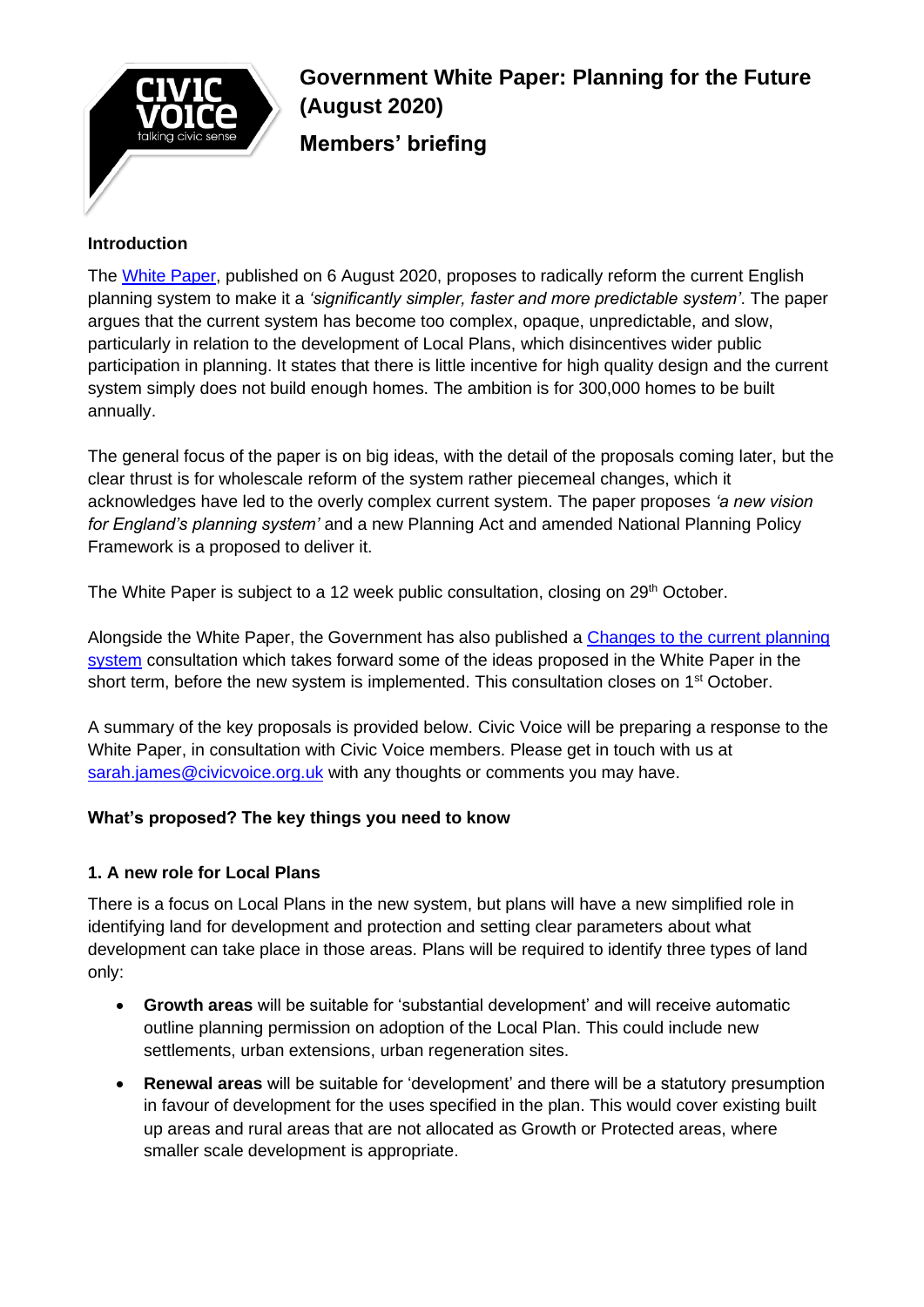# Government White Paper: Planning for the Future (August 2020)

## Members' briefing

### Introduction

The White Paper, published on 6 August 2020, proposes to radically reform the current English planning system to make it a *'significantly simpler, faster and more predictable system'*. The paper argues that the current system has become too complex, opaque, unpredictable, and slow, particularly in relation to the development of Local Plans, which disincentives wider public participation in planning. It states that there is little incentive for high quality design and the current system simply does not build enough homes. The ambition is for 300,000 homes to be built annually.

The general focus of the paper is on big ideas, with the detail of the proposals coming later, but the clear thrust is for wholescale reform of the system rather piecemeal changes, which it acknowledges have led to the overly complex current system. The paper proposes *'a new vision for England's planning system'* and a new Planning Act and amended National Planning Policy Framework is a proposed to deliver it.

The White Paper is subject to a 12 week public consultation, closing on 29th October.

Alongside the White Paper, the Government has also published a Changes to the current planning system consultation which takes forward some of the ideas proposed in the White Paper in the short term, before the new system is implemented. This consultation closes on 1st October.

A summary of the key proposals is provided below. Civic Voice will be preparing a response to the White Paper, in consultation with Civic Voice members. Please get in touch with us at sarah.james@civicvoice.org.uk with any thoughts or comments you may have.

### What's proposed? The key things you need to know

#### 1. A new role for Local Plans

There is a focus on Local Plans in the new system, but plans will have a new simplified role in identifying land for development and protection and setting clear parameters about what development can take place in those areas. Plans will be required to identify three types of land only:

- **Growth areas** will be suitable for 'substantial development' and will receive automatic outline planning permission on adoption of the Local Plan. This could include new settlements, urban extensions, urban regeneration sites.
- **Renewal areas** will be suitable for 'development' and there will be a statutory presumption in favour of development for the uses specified in the plan. This would cover existing built up areas and rural areas that are not allocated as Growth or Protected areas, where smaller scale development is appropriate.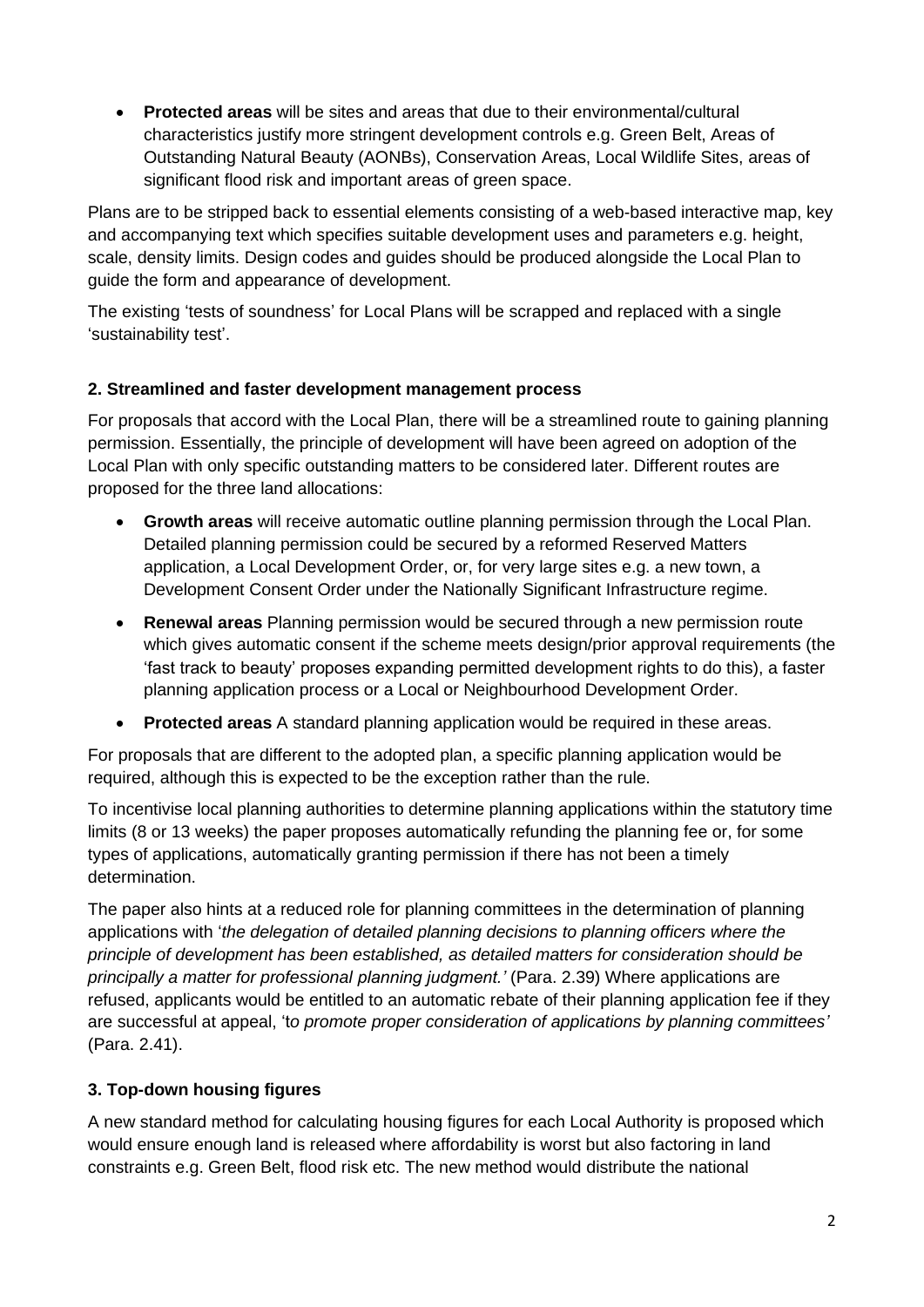- **Protected areas** will be sites and areas that due to their environmental/cultural characteristics justify more stringent development controls e.g. Green Belt, Areas of Outstanding Natural Beauty (AONBs), Conservation Areas, Local Wildlife Sites, areas of significant flood risk and important areas of green space.

Plans are to be stripped back to essential elements consisting of a web-based interactive map, key and accompanying text which specifies suitable development uses and parameters e.g. height, scale, density limits. Design codes and guides should be produced alongside the Local Plan to guide the form and appearance of development.

The existing 'tests of soundness' for Local Plans will be scrapped and replaced with a single 'sustainability test'.

### 2. Streamlined and faster development management process

For proposals that accord with the Local Plan, there will be a streamlined route to gaining planning permission. Essentially, the principle of development will have been agreed on adoption of the Local Plan with only specific outstanding matters to be considered later. Different routes are proposed for the three land allocations:

- **Growth areas** will receive automatic outline planning permission through the Local Plan. Detailed planning permission could be secured by a reformed Reserved Matters application, a Local Development Order, or, for very large sites e.g. a new town, a Development Consent Order under the Nationally Significant Infrastructure regime.
- **Renewal areas** Planning permission would be secured through a new permission route which gives automatic consent if the scheme meets design/prior approval requirements (the 'fast track to beauty' proposes expanding permitted development rights to do this), a faster planning application process or a Local or Neighbourhood Development Order.
- **Protected areas** A standard planning application would be required in these areas.

For proposals that are different to the adopted plan, a specific planning application would be required, although this is expected to be the exception rather than the rule.

To incentivise local planning authorities to determine planning applications within the statutory time limits (8 or 13 weeks) the paper proposes automatically refunding the planning fee or, for some types of applications, automatically granting permission if there has not been a timely determination.

The paper also hints at a reduced role for planning committees in the determination of planning applications with '*the delegation of detailed planning decisions to planning officers where the principle of development has been established, as detailed matters for consideration should be principally a matter for professional planning judgment.'* (Para. 2.39) Where applications are refused, applicants would be entitled to an automatic rebate of their planning application fee if they are successful at appeal, 't*o promote proper consideration of applications by planning committees'* (Para. 2.41).

### 3. Top-down housing figures

A new standard method for calculating housing figures for each Local Authority is proposed which would ensure enough land is released where affordability is worst but also factoring in land constraints e.g. Green Belt, flood risk etc. The new method would distribute the national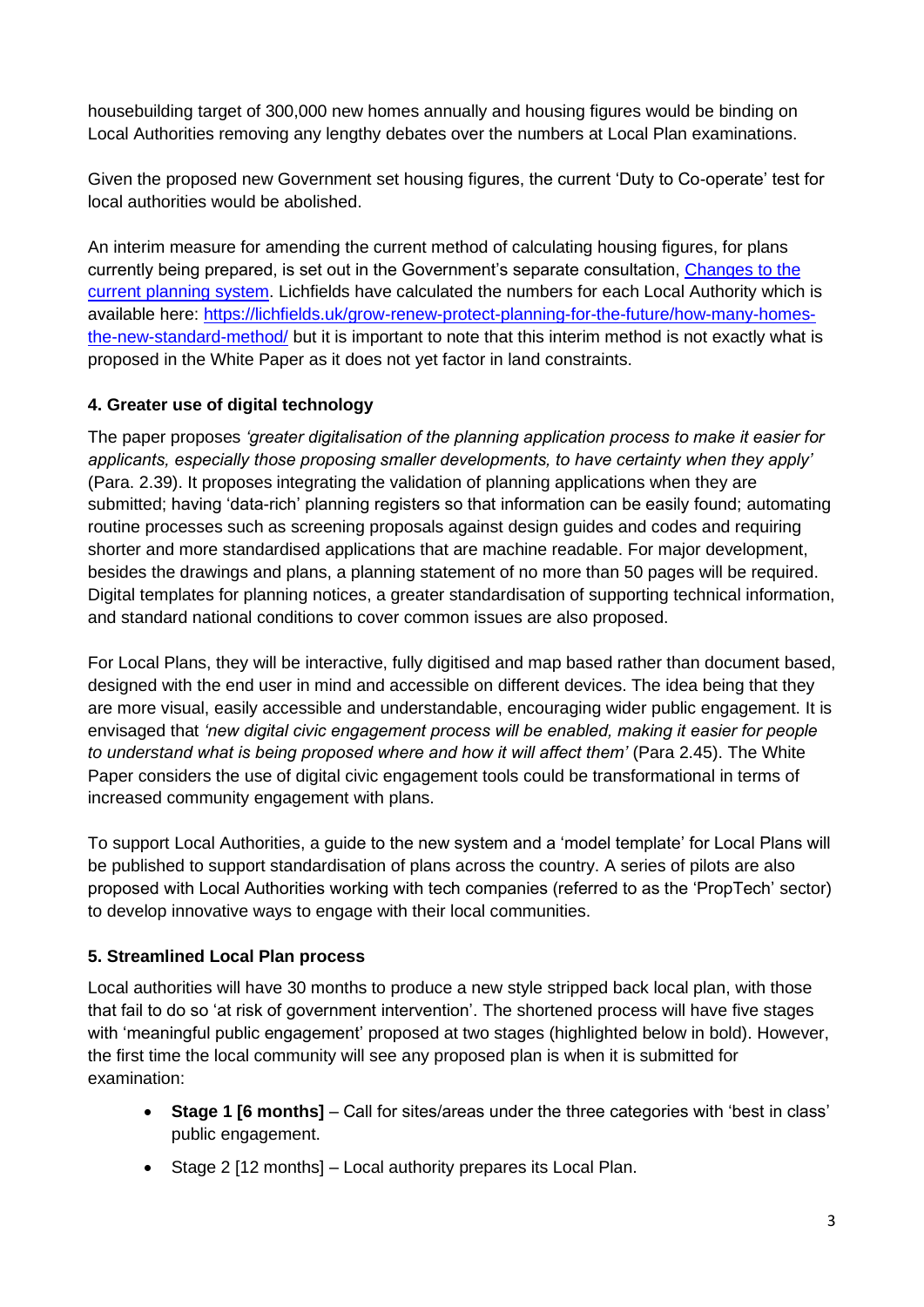housebuilding target of 300,000 new homes annually and housing figures would be binding on Local Authorities removing any lengthy debates over the numbers at Local Plan examinations.

Given the proposed new Government set housing figures, the current 'Duty to Co-operate' test for local authorities would be abolished.

An interim measure for amending the current method of calculating housing figures, for plans currently being prepared, is set out in the Government's separate consultation, [Changes to the current planning system](). Lichfields have calculated the numbers for each Local Authority which is available here: [https://lichfields.uk/grow-renew-protect-planning-for-the-future/how-many-homes-the-new-standard-method/](https://lichfields.uk/grow-renew-protect-planning-for-the-future/how-many-homes-the-new-standard-method/) but it is important to note that this interim method is not exactly what is proposed in the White Paper as it does not yet factor in land constraints.

**4. Greater use of digital technology**

The paper proposes *'greater digitalisation of the planning application process to make it easier for applicants, especially those proposing smaller developments, to have certainty when they apply'* (Para. 2.39). It proposes integrating the validation of planning applications when they are submitted; having 'data-rich' planning registers so that information can be easily found; automating routine processes such as screening proposals against design guides and codes and requiring shorter and more standardised applications that are machine readable. For major development, besides the drawings and plans, a planning statement of no more than 50 pages will be required. Digital templates for planning notices, a greater standardisation of supporting technical information, and standard national conditions to cover common issues are also proposed.

For Local Plans, they will be interactive, fully digitised and map based rather than document based, designed with the end user in mind and accessible on different devices. The idea being that they are more visual, easily accessible and understandable, encouraging wider public engagement. It is envisaged that *'new digital civic engagement process will be enabled, making it easier for people to understand what is being proposed where and how it will affect them'* (Para 2.45). The White Paper considers the use of digital civic engagement tools could be transformational in terms of increased community engagement with plans.

To support Local Authorities, a guide to the new system and a 'model template' for Local Plans will be published to support standardisation of plans across the country. A series of pilots are also proposed with Local Authorities working with tech companies (referred to as the 'PropTech' sector) to develop innovative ways to engage with their local communities.

**5. Streamlined Local Plan process**

Local authorities will have 30 months to produce a new style stripped back local plan, with those that fail to do so 'at risk of government intervention'. The shortened process will have five stages with 'meaningful public engagement' proposed at two stages (highlighted below in bold). However, the first time the local community will see any proposed plan is when it is submitted for examination:

- **Stage 1 [6 months]** – Call for sites/areas under the three categories with 'best in class' public engagement.
- Stage 2 [12 months] – Local authority prepares its Local Plan.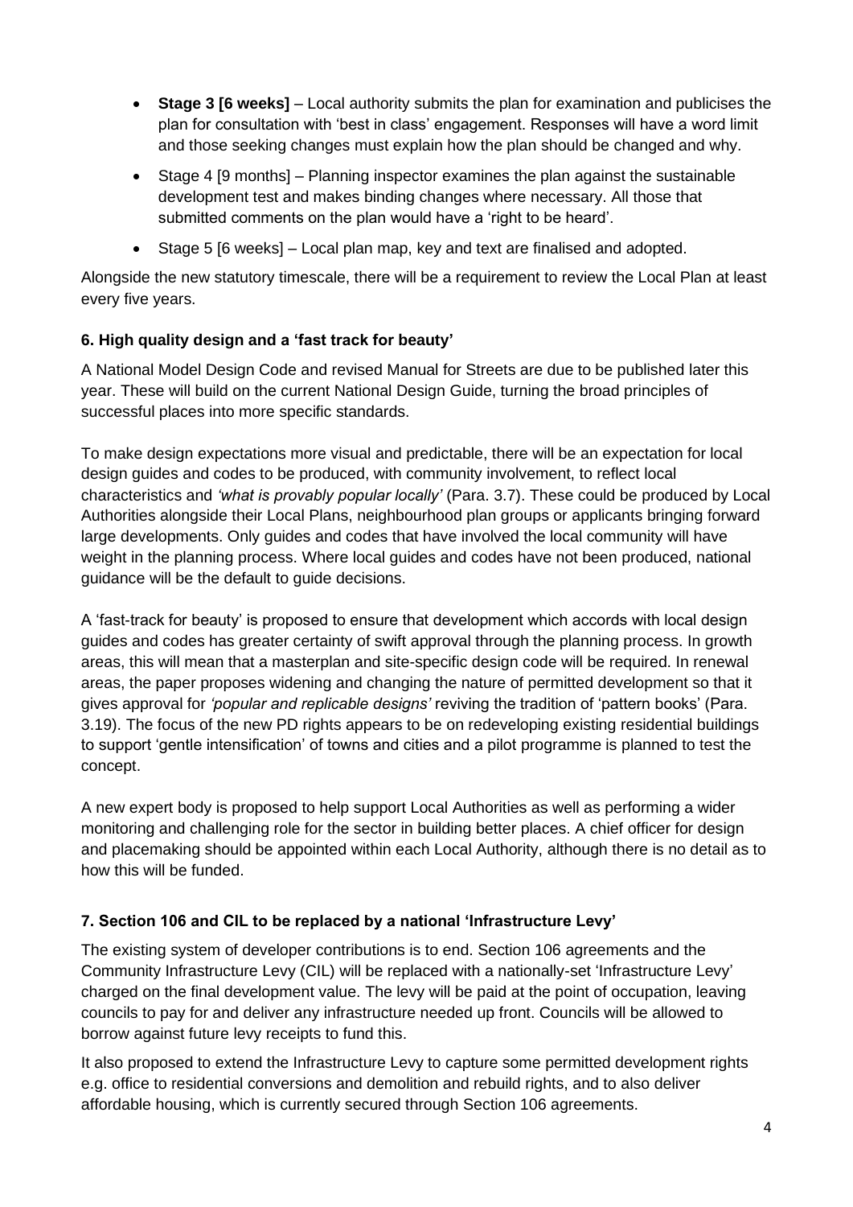- **Stage 3 [6 weeks]** – Local authority submits the plan for examination and publicises the plan for consultation with 'best in class' engagement. Responses will have a word limit and those seeking changes must explain how the plan should be changed and why.
- Stage 4 [9 months] – Planning inspector examines the plan against the sustainable development test and makes binding changes where necessary. All those that submitted comments on the plan would have a 'right to be heard'.
- Stage 5 [6 weeks] – Local plan map, key and text are finalised and adopted.

Alongside the new statutory timescale, there will be a requirement to review the Local Plan at least every five years.

**6. High quality design and a 'fast track for beauty'**

A National Model Design Code and revised Manual for Streets are due to be published later this year. These will build on the current National Design Guide, turning the broad principles of successful places into more specific standards.

To make design expectations more visual and predictable, there will be an expectation for local design guides and codes to be produced, with community involvement, to reflect local characteristics and *'what is provably popular locally'* (Para. 3.7). These could be produced by Local Authorities alongside their Local Plans, neighbourhood plan groups or applicants bringing forward large developments. Only guides and codes that have involved the local community will have weight in the planning process. Where local guides and codes have not been produced, national guidance will be the default to guide decisions.

A 'fast-track for beauty' is proposed to ensure that development which accords with local design guides and codes has greater certainty of swift approval through the planning process. In growth areas, this will mean that a masterplan and site-specific design code will be required. In renewal areas, the paper proposes widening and changing the nature of permitted development so that it gives approval for *'popular and replicable designs'* reviving the tradition of 'pattern books' (Para. 3.19). The focus of the new PD rights appears to be on redeveloping existing residential buildings to support 'gentle intensification' of towns and cities and a pilot programme is planned to test the concept.

A new expert body is proposed to help support Local Authorities as well as performing a wider monitoring and challenging role for the sector in building better places. A chief officer for design and placemaking should be appointed within each Local Authority, although there is no detail as to how this will be funded.

**7. Section 106 and CIL to be replaced by a national 'Infrastructure Levy'**

The existing system of developer contributions is to end. Section 106 agreements and the Community Infrastructure Levy (CIL) will be replaced with a nationally-set 'Infrastructure Levy' charged on the final development value. The levy will be paid at the point of occupation, leaving councils to pay for and deliver any infrastructure needed up front. Councils will be allowed to borrow against future levy receipts to fund this.

It also proposed to extend the Infrastructure Levy to capture some permitted development rights e.g. office to residential conversions and demolition and rebuild rights, and to also deliver affordable housing, which is currently secured through Section 106 agreements.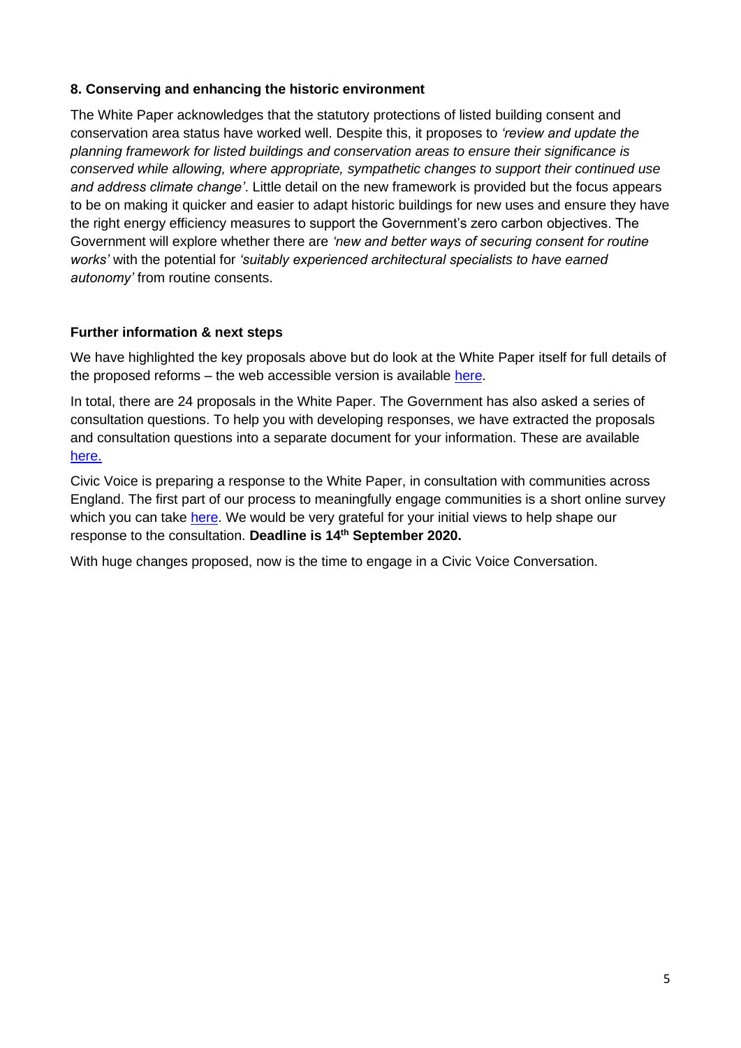### 8. Conserving and enhancing the historic environment

The White Paper acknowledges that the statutory protections of listed building consent and conservation area status have worked well. Despite this, it proposes to *'review and update the planning framework for listed buildings and conservation areas to ensure their significance is conserved while allowing, where appropriate, sympathetic changes to support their continued use and address climate change'*. Little detail on the new framework is provided but the focus appears to be on making it quicker and easier to adapt historic buildings for new uses and ensure they have the right energy efficiency measures to support the Government's zero carbon objectives. The Government will explore whether there are *'new and better ways of securing consent for routine works'* with the potential for *'suitably experienced architectural specialists to have earned autonomy'* from routine consents.

### Further information & next steps

We have highlighted the key proposals above but do look at the White Paper itself for full details of the proposed reforms – the web accessible version is available here.

In total, there are 24 proposals in the White Paper. The Government has also asked a series of consultation questions. To help you with developing responses, we have extracted the proposals and consultation questions into a separate document for your information. These are available here.

Civic Voice is preparing a response to the White Paper, in consultation with communities across England. The first part of our process to meaningfully engage communities is a short online survey which you can take here. We would be very grateful for your initial views to help shape our response to the consultation. **Deadline is 14th September 2020.**

With huge changes proposed, now is the time to engage in a Civic Voice Conversation.